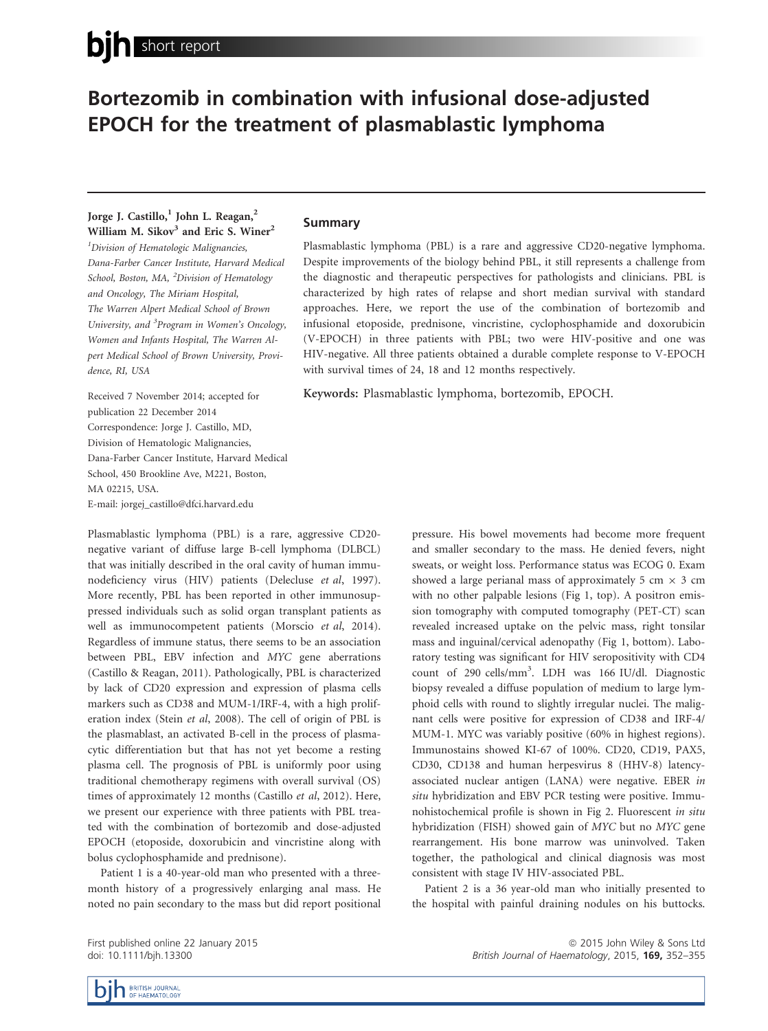# Bortezomib in combination with infusional dose-adjusted EPOCH for the treatment of plasmablastic lymphoma

**Jorge J. Castillo,[1] John L. Reagan,[2] William M. Sikov[3] and Eric S. Winer[2]**

[1]Division of Hematologic Malignancies, Dana-Farber Cancer Institute, Harvard Medical School, Boston, MA, [2]Division of Hematology and Oncology, The Miriam Hospital, The Warren Alpert Medical School of Brown University, and [3]Program in Women's Oncology, Women and Infants Hospital, The Warren Alpert Medical School of Brown University, Providence, RI, USA

Received 7 November 2014; accepted for publication 22 December 2014

Correspondence: Jorge J. Castillo, MD, Division of Hematologic Malignancies, Dana-Farber Cancer Institute, Harvard Medical School, 450 Brookline Ave, M221, Boston, MA 02215, USA.
E-mail: jorgej_castillo@dfci.harvard.edu

## Summary

Plasmablastic lymphoma (PBL) is a rare and aggressive CD20-negative lymphoma. Despite improvements of the biology behind PBL, it still represents a challenge from the diagnostic and therapeutic perspectives for pathologists and clinicians. PBL is characterized by high rates of relapse and short median survival with standard approaches. Here, we report the use of the combination of bortezomib and infusional etoposide, prednisone, vincristine, cyclophosphamide and doxorubicin (V-EPOCH) in three patients with PBL; two were HIV-positive and one was HIV-negative. All three patients obtained a durable complete response to V-EPOCH with survival times of 24, 18 and 12 months respectively.

**Keywords:** Plasmablastic lymphoma, bortezomib, EPOCH.

Plasmablastic lymphoma (PBL) is a rare, aggressive CD20-negative variant of diffuse large B-cell lymphoma (DLBCL) that was initially described in the oral cavity of human immunodeficiency virus (HIV) patients (Delecluse *et al*, 1997). More recently, PBL has been reported in other immunosuppressed individuals such as solid organ transplant patients as well as immunocompetent patients (Morscio *et al*, 2014). Regardless of immune status, there seems to be an association between PBL, EBV infection and *MYC* gene aberrations (Castillo & Reagan, 2011). Pathologically, PBL is characterized by lack of CD20 expression and expression of plasma cells markers such as CD38 and MUM-1/IRF-4, with a high proliferation index (Stein *et al*, 2008). The cell of origin of PBL is the plasmablast, an activated B-cell in the process of plasmacytic differentiation but that has not yet become a resting plasma cell. The prognosis of PBL is uniformly poor using traditional chemotherapy regimens with overall survival (OS) times of approximately 12 months (Castillo *et al*, 2012). Here, we present our experience with three patients with PBL treated with the combination of bortezomib and dose-adjusted EPOCH (etoposide, doxorubicin and vincristine along with bolus cyclophosphamide and prednisone).

Patient 1 is a 40-year-old man who presented with a three-month history of a progressively enlarging anal mass. He noted no pain secondary to the mass but did report positional pressure. His bowel movements had become more frequent and smaller secondary to the mass. He denied fevers, night sweats, or weight loss. Performance status was ECOG 0. Exam showed a large perianal mass of approximately 5 cm × 3 cm with no other palpable lesions (Fig 1, top). A positron emission tomography with computed tomography (PET-CT) scan revealed increased uptake on the pelvic mass, right tonsilar mass and inguinal/cervical adenopathy (Fig 1, bottom). Laboratory testing was significant for HIV seropositivity with CD4 count of 290 cells/mm$^3$. LDH was 166 IU/dl. Diagnostic biopsy revealed a diffuse population of medium to large lymphoid cells with round to slightly irregular nuclei. The malignant cells were positive for expression of CD38 and IRF-4/MUM-1. MYC was variably positive (60% in highest regions). Immunostains showed KI-67 of 100%. CD20, CD19, PAX5, CD30, CD138 and human herpesvirus 8 (HHV-8) latency-associated nuclear antigen (LANA) were negative. EBER *in situ* hybridization and EBV PCR testing were positive. Immunohistochemical profile is shown in Fig 2. Fluorescent *in situ* hybridization (FISH) showed gain of *MYC* but no *MYC* gene rearrangement. His bone marrow was uninvolved. Taken together, the pathological and clinical diagnosis was most consistent with stage IV HIV-associated PBL.

Patient 2 is a 36 year-old man who initially presented to the hospital with painful draining nodules on his buttocks.

First published online 22 January 2015
doi: 10.1111/bjh.13300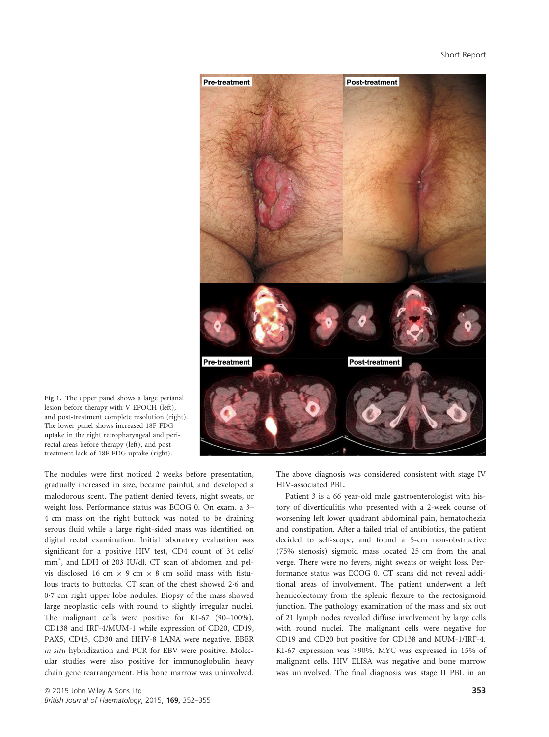Fig 1. The upper panel shows a large perianal lesion before therapy with V-EPOCH (left), and post-treatment complete resolution (right). The lower panel shows increased 18F-FDG uptake in the right retropharyngeal and perirectal areas before therapy (left), and post-treatment lack of 18F-FDG uptake (right).

The nodules were first noticed 2 weeks before presentation, gradually increased in size, became painful, and developed a malodorous scent. The patient denied fevers, night sweats, or weight loss. Performance status was ECOG 0. On exam, a 3–4 cm mass on the right buttock was noted to be draining serous fluid while a large right-sided mass was identified on digital rectal examination. Initial laboratory evaluation was significant for a positive HIV test, CD4 count of 34 cells/mm$^3$, and LDH of 203 IU/dl. CT scan of abdomen and pelvis disclosed 16 cm × 9 cm × 8 cm solid mass with fistulous tracts to buttocks. CT scan of the chest showed 2·6 and 0·7 cm right upper lobe nodules. Biopsy of the mass showed large neoplastic cells with round to slightly irregular nuclei. The malignant cells were positive for KI-67 (90–100%), CD138 and IRF-4/MUM-1 while expression of CD20, CD19, PAX5, CD45, CD30 and HHV-8 LANA were negative. EBER *in situ* hybridization and PCR for EBV were positive. Molecular studies were also positive for immunoglobulin heavy chain gene rearrangement. His bone marrow was uninvolved. The above diagnosis was considered consistent with stage IV HIV-associated PBL.

Patient 3 is a 66 year-old male gastroenterologist with history of diverticulitis who presented with a 2-week course of worsening left lower quadrant abdominal pain, hematochezia and constipation. After a failed trial of antibiotics, the patient decided to self-scope, and found a 5-cm non-obstructive (75% stenosis) sigmoid mass located 25 cm from the anal verge. There were no fevers, night sweats or weight loss. Performance status was ECOG 0. CT scans did not reveal additional areas of involvement. The patient underwent a left hemicolectomy from the splenic flexure to the rectosigmoid junction. The pathology examination of the mass and six out of 21 lymph nodes revealed diffuse involvement by large cells with round nuclei. The malignant cells were negative for CD19 and CD20 but positive for CD138 and MUM-1/IRF-4. KI-67 expression was >90%. MYC was expressed in 15% of malignant cells. HIV ELISA was negative and bone marrow was uninvolved. The final diagnosis was stage II PBL in an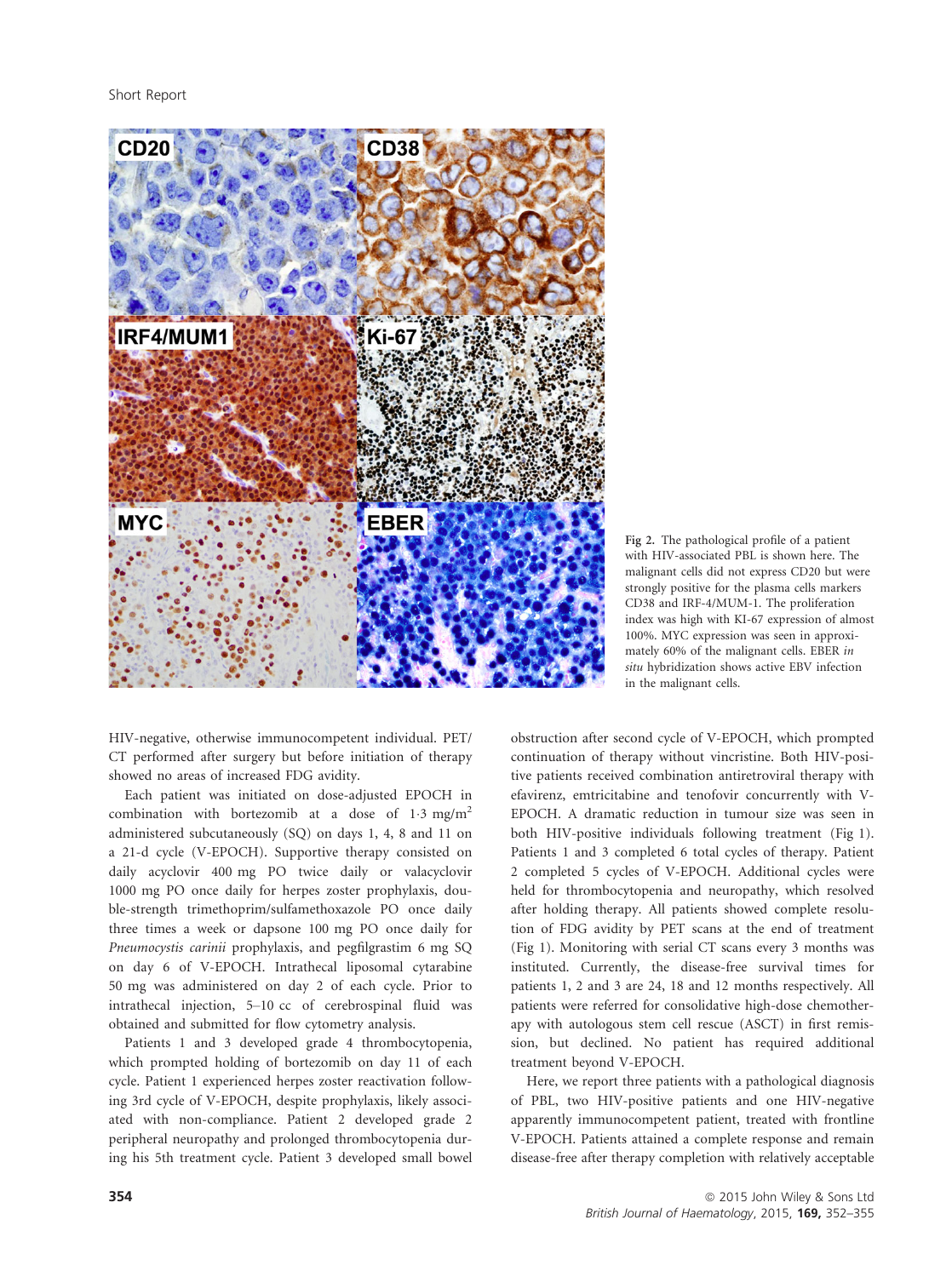Fig 2. The pathological profile of a patient with HIV-associated PBL is shown here. The malignant cells did not express CD20 but were strongly positive for the plasma cells markers CD38 and IRF-4/MUM-1. The proliferation index was high with KI-67 expression of almost 100%. MYC expression was seen in approximately 60% of the malignant cells. EBER *in situ* hybridization shows active EBV infection in the malignant cells.

HIV-negative, otherwise immunocompetent individual. PET/CT performed after surgery but before initiation of therapy showed no areas of increased FDG avidity.

Each patient was initiated on dose-adjusted EPOCH in combination with bortezomib at a dose of 1·3 mg/m$^2$ administered subcutaneously (SQ) on days 1, 4, 8 and 11 on a 21-d cycle (V-EPOCH). Supportive therapy consisted on daily acyclovir 400 mg PO twice daily or valacyclovir 1000 mg PO once daily for herpes zoster prophylaxis, double-strength trimethoprim/sulfamethoxazole PO once daily three times a week or dapsone 100 mg PO once daily for *Pneumocystis carinii* prophylaxis, and pegfilgrastim 6 mg SQ on day 6 of V-EPOCH. Intrathecal liposomal cytarabine 50 mg was administered on day 2 of each cycle. Prior to intrathecal injection, 5–10 cc of cerebrospinal fluid was obtained and submitted for flow cytometry analysis.

Patients 1 and 3 developed grade 4 thrombocytopenia, which prompted holding of bortezomib on day 11 of each cycle. Patient 1 experienced herpes zoster reactivation following 3rd cycle of V-EPOCH, despite prophylaxis, likely associated with non-compliance. Patient 2 developed grade 2 peripheral neuropathy and prolonged thrombocytopenia during his 5th treatment cycle. Patient 3 developed small bowel obstruction after second cycle of V-EPOCH, which prompted continuation of therapy without vincristine. Both HIV-positive patients received combination antiretroviral therapy with efavirenz, emtricitabine and tenofovir concurrently with V-EPOCH. A dramatic reduction in tumour size was seen in both HIV-positive individuals following treatment (Fig 1). Patients 1 and 3 completed 6 total cycles of therapy. Patient 2 completed 5 cycles of V-EPOCH. Additional cycles were held for thrombocytopenia and neuropathy, which resolved after holding therapy. All patients showed complete resolution of FDG avidity by PET scans at the end of treatment (Fig 1). Monitoring with serial CT scans every 3 months was instituted. Currently, the disease-free survival times for patients 1, 2 and 3 are 24, 18 and 12 months respectively. All patients were referred for consolidative high-dose chemotherapy with autologous stem cell rescue (ASCT) in first remission, but declined. No patient has required additional treatment beyond V-EPOCH.

Here, we report three patients with a pathological diagnosis of PBL, two HIV-positive patients and one HIV-negative apparently immunocompetent patient, treated with frontline V-EPOCH. Patients attained a complete response and remain disease-free after therapy completion with relatively acceptable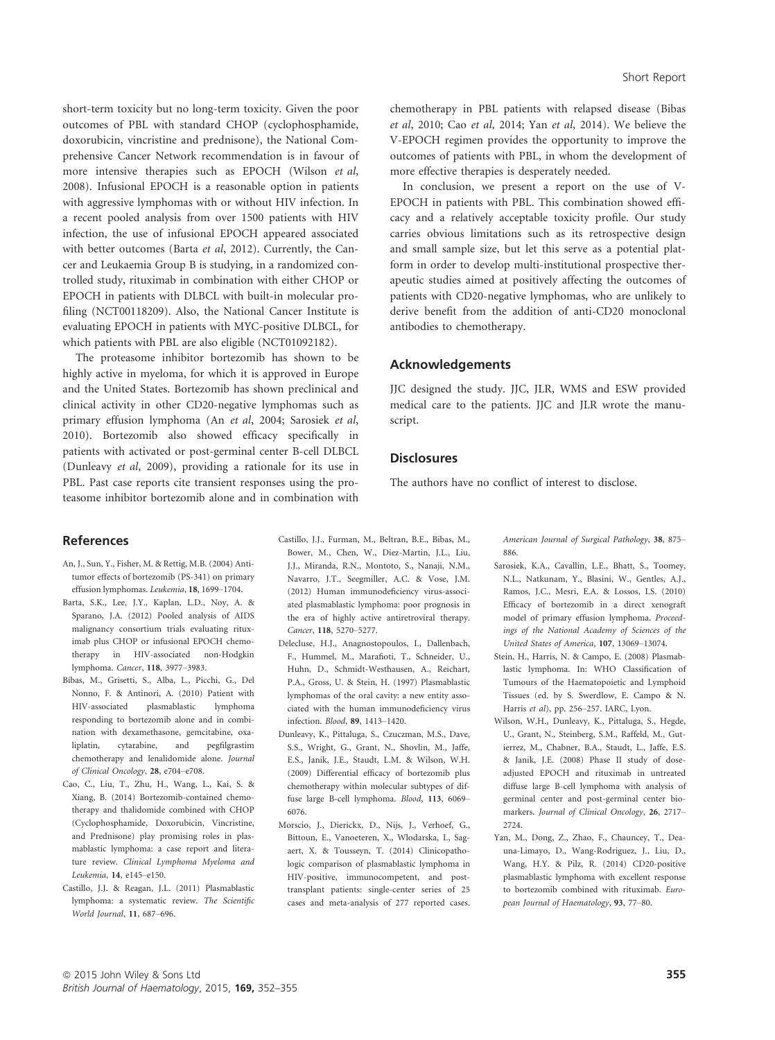short-term toxicity but no long-term toxicity. Given the poor outcomes of PBL with standard CHOP (cyclophosphamide, doxorubicin, vincristine and prednisone), the National Comprehensive Cancer Network recommendation is in favour of more intensive therapies such as EPOCH (Wilson *et al*, 2008). Infusional EPOCH is a reasonable option in patients with aggressive lymphomas with or without HIV infection. In a recent pooled analysis from over 1500 patients with HIV infection, the use of infusional EPOCH appeared associated with better outcomes (Barta *et al*, 2012). Currently, the Cancer and Leukaemia Group B is studying, in a randomized controlled study, rituximab in combination with either CHOP or EPOCH in patients with DLBCL with built-in molecular profiling (NCT00118209). Also, the National Cancer Institute is evaluating EPOCH in patients with MYC-positive DLBCL, for which patients with PBL are also eligible (NCT01092182).

The proteasome inhibitor bortezomib has shown to be highly active in myeloma, for which it is approved in Europe and the United States. Bortezomib has shown preclinical and clinical activity in other CD20-negative lymphomas such as primary effusion lymphoma (An *et al*, 2004; Sarosiek *et al*, 2010). Bortezomib also showed efficacy specifically in patients with activated or post-germinal center B-cell DLBCL (Dunleavy *et al*, 2009), providing a rationale for its use in PBL. Past case reports cite transient responses using the proteasome inhibitor bortezomib alone and in combination with chemotherapy in PBL patients with relapsed disease (Bibas *et al*, 2010; Cao *et al*, 2014; Yan *et al*, 2014). We believe the V-EPOCH regimen provides the opportunity to improve the outcomes of patients with PBL, in whom the development of more effective therapies is desperately needed.

In conclusion, we present a report on the use of V-EPOCH in patients with PBL. This combination showed efficacy and a relatively acceptable toxicity profile. Our study carries obvious limitations such as its retrospective design and small sample size, but let this serve as a potential platform in order to develop multi-institutional prospective therapeutic studies aimed at positively affecting the outcomes of patients with CD20-negative lymphomas, who are unlikely to derive benefit from the addition of anti-CD20 monoclonal antibodies to chemotherapy.

## Acknowledgements

JJC designed the study. JJC, JLR, WMS and ESW provided medical care to the patients. JJC and JLR wrote the manuscript.

## Disclosures

The authors have no conflict of interest to disclose.

## References

An, J., Sun, Y., Fisher, M. & Rettig, M.B. (2004) Antitumor effects of bortezomib (PS-341) on primary effusion lymphomas. *Leukemia*, **18**, 1699–1704.

Barta, S.K., Lee, J.Y., Kaplan, L.D., Noy, A. & Sparano, J.A. (2012) Pooled analysis of AIDS malignancy consortium trials evaluating rituximab plus CHOP or infusional EPOCH chemotherapy in HIV-associated non-Hodgkin lymphoma. *Cancer*, **118**, 3977–3983.

Bibas, M., Grisetti, S., Alba, L., Picchi, G., Del Nonno, F. & Antinori, A. (2010) Patient with HIV-associated plasmablastic lymphoma responding to bortezomib alone and in combination with dexamethasone, gemcitabine, oxaliplatin, cytarabine, and pegfilgrastim chemotherapy and lenalidomide alone. *Journal of Clinical Oncology*, **28**, e704–e708.

Cao, C., Liu, T., Zhu, H., Wang, L., Kai, S. & Xiang, B. (2014) Bortezomib-contained chemotherapy and thalidomide combined with CHOP (Cyclophosphamide, Doxorubicin, Vincristine, and Prednisone) play promising roles in plasmablastic lymphoma: a case report and literature review. *Clinical Lymphoma Myeloma and Leukemia*, **14**, e145–e150.

Castillo, J.J. & Reagan, J.L. (2011) Plasmablastic lymphoma: a systematic review. *The Scientific World Journal*, **11**, 687–696.

Castillo, J.J., Furman, M., Beltran, B.E., Bibas, M., Bower, M., Chen, W., Diez-Martin, J.L., Liu, J.J., Miranda, R.N., Montoto, S., Nanaji, N.M., Navarro, J.T., Seegmiller, A.C. & Vose, J.M. (2012) Human immunodeficiency virus-associated plasmablastic lymphoma: poor prognosis in the era of highly active antiretroviral therapy. *Cancer*, **118**, 5270–5277.

Delecluse, H.J., Anagnostopoulos, I., Dallenbach, F., Hummel, M., Marafioti, T., Schneider, U., Huhn, D., Schmidt-Westhausen, A., Reichart, P.A., Gross, U. & Stein, H. (1997) Plasmablastic lymphomas of the oral cavity: a new entity associated with the human immunodeficiency virus infection. *Blood*, **89**, 1413–1420.

Dunleavy, K., Pittaluga, S., Czuczman, M.S., Dave, S.S., Wright, G., Grant, N., Shovlin, M., Jaffe, E.S., Janik, J.E., Staudt, L.M. & Wilson, W.H. (2009) Differential efficacy of bortezomib plus chemotherapy within molecular subtypes of diffuse large B-cell lymphoma. *Blood*, **113**, 6069–6076.

Morscio, J., Dierickx, D., Nijs, J., Verhoef, G., Bittoun, E., Vanoeteren, X., Wlodarska, I., Sagaert, X. & Tousseyn, T. (2014) Clinicopathologic comparison of plasmablastic lymphoma in HIV-positive, immunocompetent, and post-transplant patients: single-center series of 25 cases and meta-analysis of 277 reported cases. *American Journal of Surgical Pathology*, **38**, 875–886.

Sarosiek, K.A., Cavallin, L.E., Bhatt, S., Toomey, N.L., Natkunam, Y., Blasini, W., Gentles, A.J., Ramos, J.C., Mesri, E.A. & Lossos, I.S. (2010) Efficacy of bortezomib in a direct xenograft model of primary effusion lymphoma. *Proceedings of the National Academy of Sciences of the United States of America*, **107**, 13069–13074.

Stein, H., Harris, N. & Campo, E. (2008) Plasmablastic lymphoma. In: WHO Classification of Tumours of the Haematopoietic and Lymphoid Tissues (ed. by S. Swerdlow, E. Campo & N. Harris *et al*), pp. 256–257. IARC, Lyon.

Wilson, W.H., Dunleavy, K., Pittaluga, S., Hegde, U., Grant, N., Steinberg, S.M., Raffeld, M., Gutierrez, M., Chabner, B.A., Staudt, L., Jaffe, E.S. & Janik, J.E. (2008) Phase II study of dose-adjusted EPOCH and rituximab in untreated diffuse large B-cell lymphoma with analysis of germinal center and post-germinal center biomarkers. *Journal of Clinical Oncology*, **26**, 2717–2724.

Yan, M., Dong, Z., Zhao, F., Chauncey, T., Deauna-Limayo, D., Wang-Rodriguez, J., Liu, D., Wang, H.Y. & Pilz, R. (2014) CD20-positive plasmablastic lymphoma with excellent response to bortezomib combined with rituximab. *European Journal of Haematology*, **93**, 77–80.